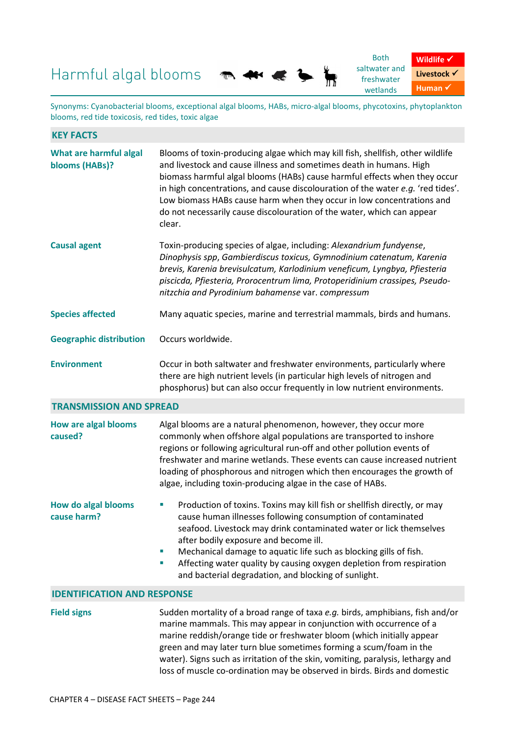# Harmful algal blooms

Both saltwater and freshwater wetlands

**Wildlife ✓**
**Livestock ✓**
**Human ✓**

Synonyms: Cyanobacterial blooms, exceptional algal blooms, HABs, micro-algal blooms, phycotoxins, phytoplankton blooms, red tide toxicosis, red tides, toxic algae

## KEY FACTS

| | |
|---|---|
| **What are harmful algal blooms (HABs)?** | Blooms of toxin-producing algae which may kill fish, shellfish, other wildlife and livestock and cause illness and sometimes death in humans. High biomass harmful algal blooms (HABs) cause harmful effects when they occur in high concentrations, and cause discolouration of the water *e.g.* 'red tides'. Low biomass HABs cause harm when they occur in low concentrations and do not necessarily cause discolouration of the water, which can appear clear. |
| **Causal agent** | Toxin-producing species of algae, including: *Alexandrium fundyense*, *Dinophysis spp*, *Gambierdiscus toxicus*, *Gymnodinium catenatum*, *Karenia brevis*, *Karenia brevisulcatum*, *Karlodinium veneficum*, *Lyngbya*, *Pfiesteria piscicda*, *Pfiesteria*, *Prorocentrum lima*, *Protoperidinium crassipes*, *Pseudo-nitzchia and Pyrodinium bahamense* var. *compressum* |
| **Species affected** | Many aquatic species, marine and terrestrial mammals, birds and humans. |
| **Geographic distribution** | Occurs worldwide. |
| **Environment** | Occur in both saltwater and freshwater environments, particularly where there are high nutrient levels (in particular high levels of nitrogen and phosphorus) but can also occur frequently in low nutrient environments. |

## TRANSMISSION AND SPREAD

| | |
|---|---|
| **How are algal blooms caused?** | Algal blooms are a natural phenomenon, however, they occur more commonly when offshore algal populations are transported to inshore regions or following agricultural run-off and other pollution events of freshwater and marine wetlands. These events can cause increased nutrient loading of phosphorous and nitrogen which then encourages the growth of algae, including toxin-producing algae in the case of HABs. |
| **How do algal blooms cause harm?** | ▪ Production of toxins. Toxins may kill fish or shellfish directly, or may cause human illnesses following consumption of contaminated seafood. Livestock may drink contaminated water or lick themselves after bodily exposure and become ill.<br>▪ Mechanical damage to aquatic life such as blocking gills of fish.<br>▪ Affecting water quality by causing oxygen depletion from respiration and bacterial degradation, and blocking of sunlight. |

## IDENTIFICATION AND RESPONSE

| | |
|---|---|
| **Field signs** | Sudden mortality of a broad range of taxa *e.g.* birds, amphibians, fish and/or marine mammals. This may appear in conjunction with occurrence of a marine reddish/orange tide or freshwater bloom (which initially appear green and may later turn blue sometimes forming a scum/foam in the water). Signs such as irritation of the skin, vomiting, paralysis, lethargy and loss of muscle co-ordination may be observed in birds. Birds and domestic |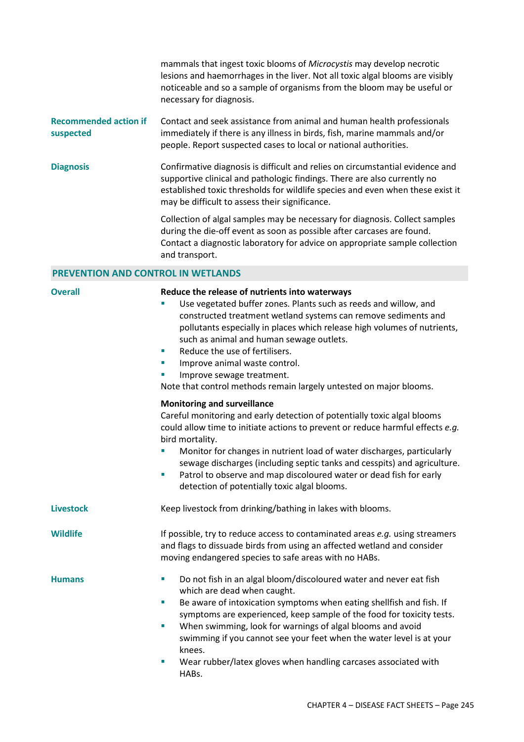mammals that ingest toxic blooms of *Microcystis* may develop necrotic lesions and haemorrhages in the liver. Not all toxic algal blooms are visibly noticeable and so a sample of organisms from the bloom may be useful or necessary for diagnosis.

**Recommended action if suspected**

Contact and seek assistance from animal and human health professionals immediately if there is any illness in birds, fish, marine mammals and/or people. Report suspected cases to local or national authorities.

**Diagnosis**

Confirmative diagnosis is difficult and relies on circumstantial evidence and supportive clinical and pathologic findings. There are also currently no established toxic thresholds for wildlife species and even when these exist it may be difficult to assess their significance.

Collection of algal samples may be necessary for diagnosis. Collect samples during the die-off event as soon as possible after carcases are found. Contact a diagnostic laboratory for advice on appropriate sample collection and transport.

## PREVENTION AND CONTROL IN WETLANDS

**Overall**

**Reduce the release of nutrients into waterways**

- Use vegetated buffer zones. Plants such as reeds and willow, and constructed treatment wetland systems can remove sediments and pollutants especially in places which release high volumes of nutrients, such as animal and human sewage outlets.
- Reduce the use of fertilisers.
- Improve animal waste control.
- Improve sewage treatment.

Note that control methods remain largely untested on major blooms.

**Monitoring and surveillance**

Careful monitoring and early detection of potentially toxic algal blooms could allow time to initiate actions to prevent or reduce harmful effects *e.g.* bird mortality.

- Monitor for changes in nutrient load of water discharges, particularly sewage discharges (including septic tanks and cesspits) and agriculture.
- Patrol to observe and map discoloured water or dead fish for early detection of potentially toxic algal blooms.

**Livestock**

Keep livestock from drinking/bathing in lakes with blooms.

**Wildlife**

If possible, try to reduce access to contaminated areas *e.g.* using streamers and flags to dissuade birds from using an affected wetland and consider moving endangered species to safe areas with no HABs.

**Humans**

- Do not fish in an algal bloom/discoloured water and never eat fish which are dead when caught.
- Be aware of intoxication symptoms when eating shellfish and fish. If symptoms are experienced, keep sample of the food for toxicity tests.
- When swimming, look for warnings of algal blooms and avoid swimming if you cannot see your feet when the water level is at your knees.
- Wear rubber/latex gloves when handling carcases associated with HABs.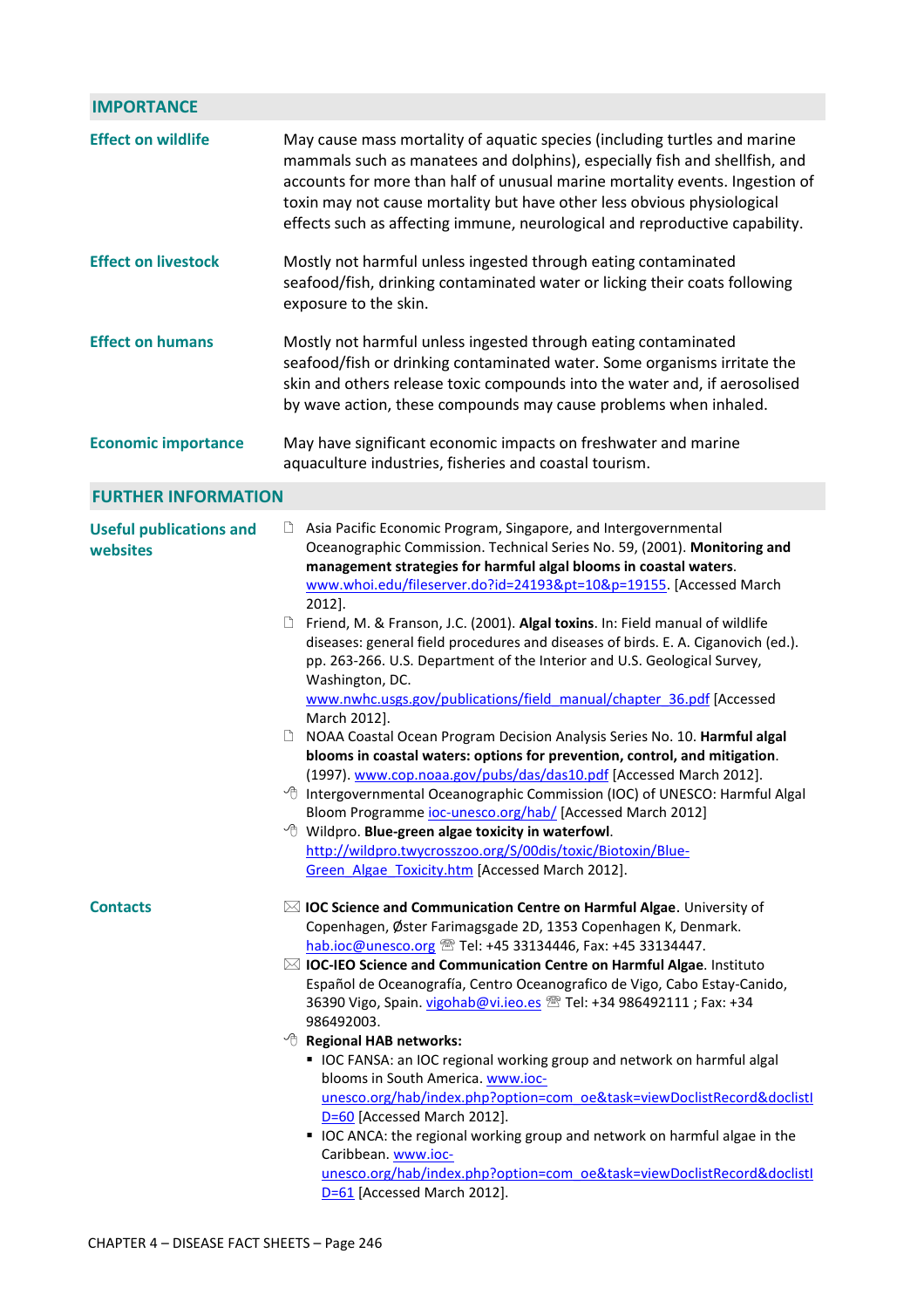## IMPORTANCE

**Effect on wildlife**

May cause mass mortality of aquatic species (including turtles and marine mammals such as manatees and dolphins), especially fish and shellfish, and accounts for more than half of unusual marine mortality events. Ingestion of toxin may not cause mortality but have other less obvious physiological effects such as affecting immune, neurological and reproductive capability.

**Effect on livestock**

Mostly not harmful unless ingested through eating contaminated seafood/fish, drinking contaminated water or licking their coats following exposure to the skin.

**Effect on humans**

Mostly not harmful unless ingested through eating contaminated seafood/fish or drinking contaminated water. Some organisms irritate the skin and others release toxic compounds into the water and, if aerosolised by wave action, these compounds may cause problems when inhaled.

**Economic importance**

May have significant economic impacts on freshwater and marine aquaculture industries, fisheries and coastal tourism.

## FURTHER INFORMATION

**Useful publications and websites**

- Asia Pacific Economic Program, Singapore, and Intergovernmental Oceanographic Commission. Technical Series No. 59, (2001). **Monitoring and management strategies for harmful algal blooms in coastal waters**. www.whoi.edu/fileserver.do?id=24193&pt=10&p=19155. [Accessed March 2012].
- Friend, M. & Franson, J.C. (2001). **Algal toxins**. In: Field manual of wildlife diseases: general field procedures and diseases of birds. E. A. Ciganovich (ed.). pp. 263-266. U.S. Department of the Interior and U.S. Geological Survey, Washington, DC. www.nwhc.usgs.gov/publications/field_manual/chapter_36.pdf [Accessed March 2012].
- NOAA Coastal Ocean Program Decision Analysis Series No. 10. **Harmful algal blooms in coastal waters: options for prevention, control, and mitigation**. (1997). www.cop.noaa.gov/pubs/das/das10.pdf [Accessed March 2012].
- Intergovernmental Oceanographic Commission (IOC) of UNESCO: Harmful Algal Bloom Programme ioc-unesco.org/hab/ [Accessed March 2012]
- Wildpro. **Blue-green algae toxicity in waterfowl**. http://wildpro.twycrosszoo.org/S/00dis/toxic/Biotoxin/Blue-Green_Algae_Toxicity.htm [Accessed March 2012].

**Contacts**

- **IOC Science and Communication Centre on Harmful Algae**. University of Copenhagen, Øster Farimagsgade 2D, 1353 Copenhagen K, Denmark. hab.ioc@unesco.org Tel: +45 33134446, Fax: +45 33134447.
- **IOC-IEO Science and Communication Centre on Harmful Algae**. Instituto Español de Oceanografía, Centro Oceanografico de Vigo, Cabo Estay-Canido, 36390 Vigo, Spain. vigohab@vi.ieo.es Tel: +34 986492111 ; Fax: +34 986492003.
- **Regional HAB networks:**
  - IOC FANSA: an IOC regional working group and network on harmful algal blooms in South America. www.ioc-unesco.org/hab/index.php?option=com_oe&task=viewDoclistRecord&doclistID=60 [Accessed March 2012].
  - IOC ANCA: the regional working group and network on harmful algae in the Caribbean. www.ioc-unesco.org/hab/index.php?option=com_oe&task=viewDoclistRecord&doclistID=61 [Accessed March 2012].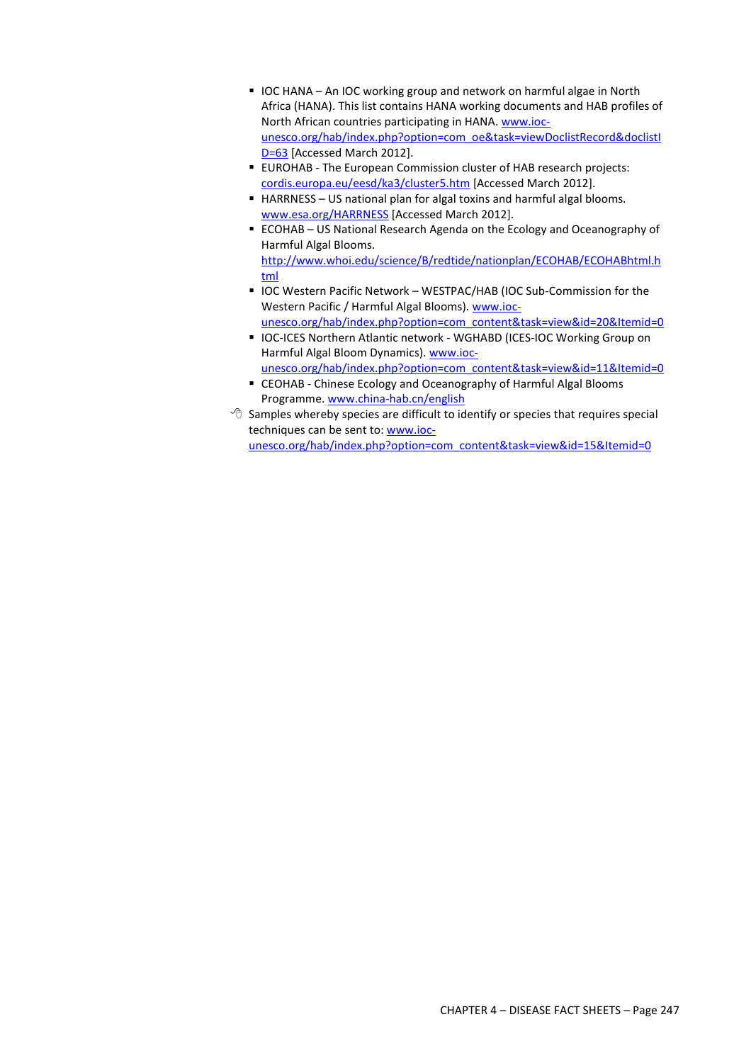- IOC HANA – An IOC working group and network on harmful algae in North Africa (HANA). This list contains HANA working documents and HAB profiles of North African countries participating in HANA. www.ioc-unesco.org/hab/index.php?option=com_oe&task=viewDoclistRecord&doclistID=63 [Accessed March 2012].
- EUROHAB - The European Commission cluster of HAB research projects: cordis.europa.eu/eesd/ka3/cluster5.htm [Accessed March 2012].
- HARRNESS – US national plan for algal toxins and harmful algal blooms. www.esa.org/HARRNESS [Accessed March 2012].
- ECOHAB – US National Research Agenda on the Ecology and Oceanography of Harmful Algal Blooms. http://www.whoi.edu/science/B/redtide/nationplan/ECOHAB/ECOHABhtml.html
- IOC Western Pacific Network – WESTPAC/HAB (IOC Sub-Commission for the Western Pacific / Harmful Algal Blooms). www.ioc-unesco.org/hab/index.php?option=com_content&task=view&id=20&Itemid=0
- IOC-ICES Northern Atlantic network - WGHABD (ICES-IOC Working Group on Harmful Algal Bloom Dynamics). www.ioc-unesco.org/hab/index.php?option=com_content&task=view&id=11&Itemid=0
- CEOHAB - Chinese Ecology and Oceanography of Harmful Algal Blooms Programme. www.china-hab.cn/english

Samples whereby species are difficult to identify or species that requires special techniques can be sent to: www.ioc-unesco.org/hab/index.php?option=com_content&task=view&id=15&Itemid=0